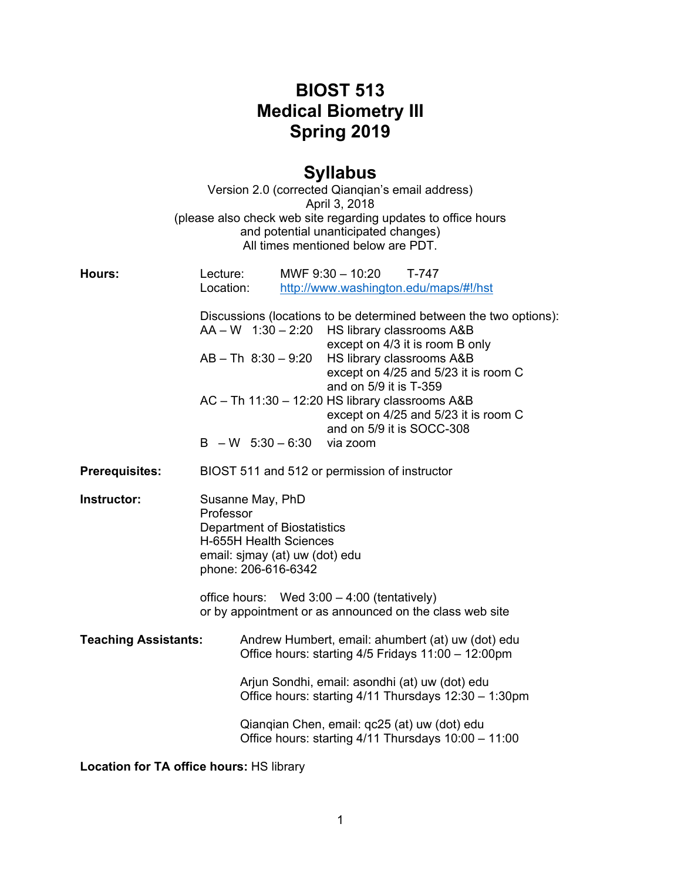# BIOST 513
# Medical Biometry III
# Spring 2019

## Syllabus

Version 2.0 (corrected Qianqian's email address)
April 3, 2018
(please also check web site regarding updates to office hours and potential unanticipated changes)
All times mentioned below are PDT.

**Hours:**

Lecture: MWF 9:30 – 10:20 T-747
Location: http://www.washington.edu/maps/#!/hst

Discussions (locations to be determined between the two options):

- AA – W 1:30 – 2:20 HS library classrooms A&B except on 4/3 it is room B only
- AB – Th 8:30 – 9:20 HS library classrooms A&B except on 4/25 and 5/23 it is room C and on 5/9 it is T-359
- AC – Th 11:30 – 12:20 HS library classrooms A&B except on 4/25 and 5/23 it is room C and on 5/9 it is SOCC-308
- B – W 5:30 – 6:30 via zoom

**Prerequisites:** BIOST 511 and 512 or permission of instructor

**Instructor:**

Susanne May, PhD
Professor
Department of Biostatistics
H-655H Health Sciences
email: sjmay (at) uw (dot) edu
phone: 206-616-6342

office hours: Wed 3:00 – 4:00 (tentatively)
or by appointment or as announced on the class web site

**Teaching Assistants:**

Andrew Humbert, email: ahumbert (at) uw (dot) edu
Office hours: starting 4/5 Fridays 11:00 – 12:00pm

Arjun Sondhi, email: asondhi (at) uw (dot) edu
Office hours: starting 4/11 Thursdays 12:30 – 1:30pm

Qianqian Chen, email: qc25 (at) uw (dot) edu
Office hours: starting 4/11 Thursdays 10:00 – 11:00

**Location for TA office hours:** HS library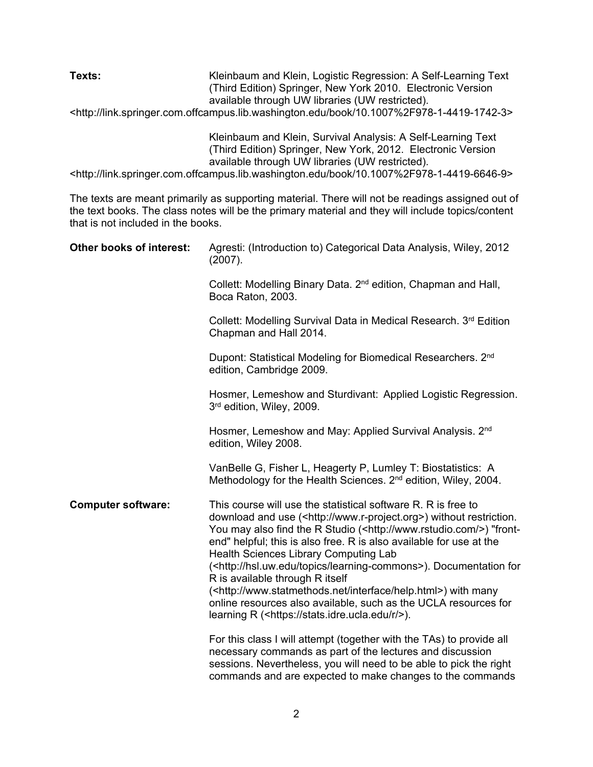**Texts:** Kleinbaum and Klein, Logistic Regression: A Self-Learning Text (Third Edition) Springer, New York 2010. Electronic Version available through UW libraries (UW restricted).
<http://link.springer.com.offcampus.lib.washington.edu/book/10.1007%2F978-1-4419-1742-3>

Kleinbaum and Klein, Survival Analysis: A Self-Learning Text (Third Edition) Springer, New York, 2012. Electronic Version available through UW libraries (UW restricted).
<http://link.springer.com.offcampus.lib.washington.edu/book/10.1007%2F978-1-4419-6646-9>

The texts are meant primarily as supporting material. There will not be readings assigned out of the text books. The class notes will be the primary material and they will include topics/content that is not included in the books.

**Other books of interest:**

Agresti: (Introduction to) Categorical Data Analysis, Wiley, 2012 (2007).

Collett: Modelling Binary Data. 2nd edition, Chapman and Hall, Boca Raton, 2003.

Collett: Modelling Survival Data in Medical Research. 3rd Edition Chapman and Hall 2014.

Dupont: Statistical Modeling for Biomedical Researchers. 2nd edition, Cambridge 2009.

Hosmer, Lemeshow and Sturdivant: Applied Logistic Regression. 3rd edition, Wiley, 2009.

Hosmer, Lemeshow and May: Applied Survival Analysis. 2nd edition, Wiley 2008.

VanBelle G, Fisher L, Heagerty P, Lumley T: Biostatistics: A Methodology for the Health Sciences. 2nd edition, Wiley, 2004.

**Computer software:** This course will use the statistical software R. R is free to download and use (<http://www.r-project.org>) without restriction. You may also find the R Studio (<http://www.rstudio.com/>) "front-end" helpful; this is also free. R is also available for use at the Health Sciences Library Computing Lab (<http://hsl.uw.edu/topics/learning-commons>). Documentation for R is available through R itself (<http://www.statmethods.net/interface/help.html>) with many online resources also available, such as the UCLA resources for learning R (<https://stats.idre.ucla.edu/r/>).

For this class I will attempt (together with the TAs) to provide all necessary commands as part of the lectures and discussion sessions. Nevertheless, you will need to be able to pick the right commands and are expected to make changes to the commands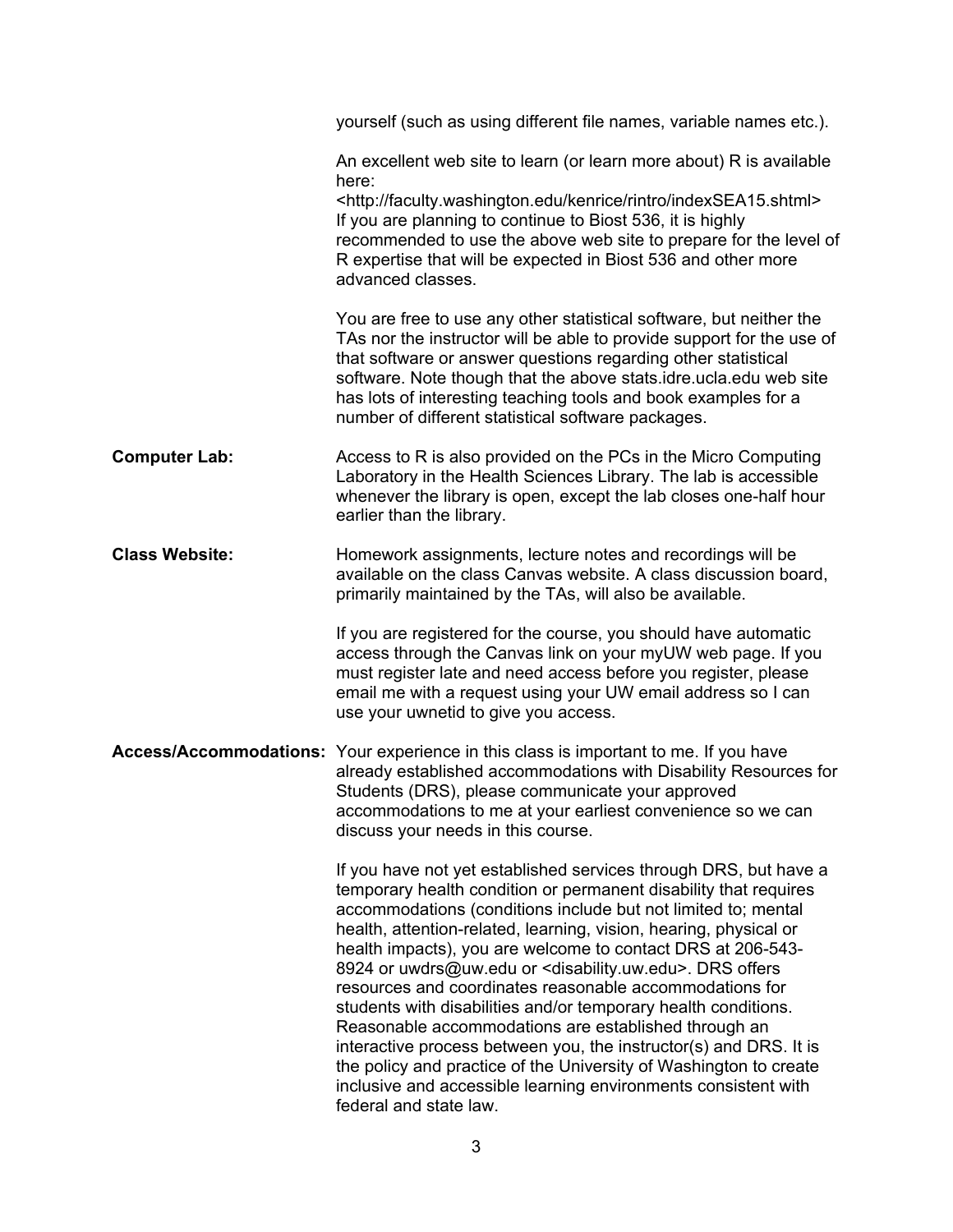yourself (such as using different file names, variable names etc.).

An excellent web site to learn (or learn more about) R is available here:
<http://faculty.washington.edu/kenrice/rintro/indexSEA15.shtml>
If you are planning to continue to Biost 536, it is highly recommended to use the above web site to prepare for the level of R expertise that will be expected in Biost 536 and other more advanced classes.

You are free to use any other statistical software, but neither the TAs nor the instructor will be able to provide support for the use of that software or answer questions regarding other statistical software. Note though that the above stats.idre.ucla.edu web site has lots of interesting teaching tools and book examples for a number of different statistical software packages.

**Computer Lab:** Access to R is also provided on the PCs in the Micro Computing Laboratory in the Health Sciences Library. The lab is accessible whenever the library is open, except the lab closes one-half hour earlier than the library.

**Class Website:** Homework assignments, lecture notes and recordings will be available on the class Canvas website. A class discussion board, primarily maintained by the TAs, will also be available.

If you are registered for the course, you should have automatic access through the Canvas link on your myUW web page. If you must register late and need access before you register, please email me with a request using your UW email address so I can use your uwnetid to give you access.

**Access/Accommodations:** Your experience in this class is important to me. If you have already established accommodations with Disability Resources for Students (DRS), please communicate your approved accommodations to me at your earliest convenience so we can discuss your needs in this course.

If you have not yet established services through DRS, but have a temporary health condition or permanent disability that requires accommodations (conditions include but not limited to; mental health, attention-related, learning, vision, hearing, physical or health impacts), you are welcome to contact DRS at 206-543-8924 or uwdrs@uw.edu or <disability.uw.edu>. DRS offers resources and coordinates reasonable accommodations for students with disabilities and/or temporary health conditions. Reasonable accommodations are established through an interactive process between you, the instructor(s) and DRS. It is the policy and practice of the University of Washington to create inclusive and accessible learning environments consistent with federal and state law.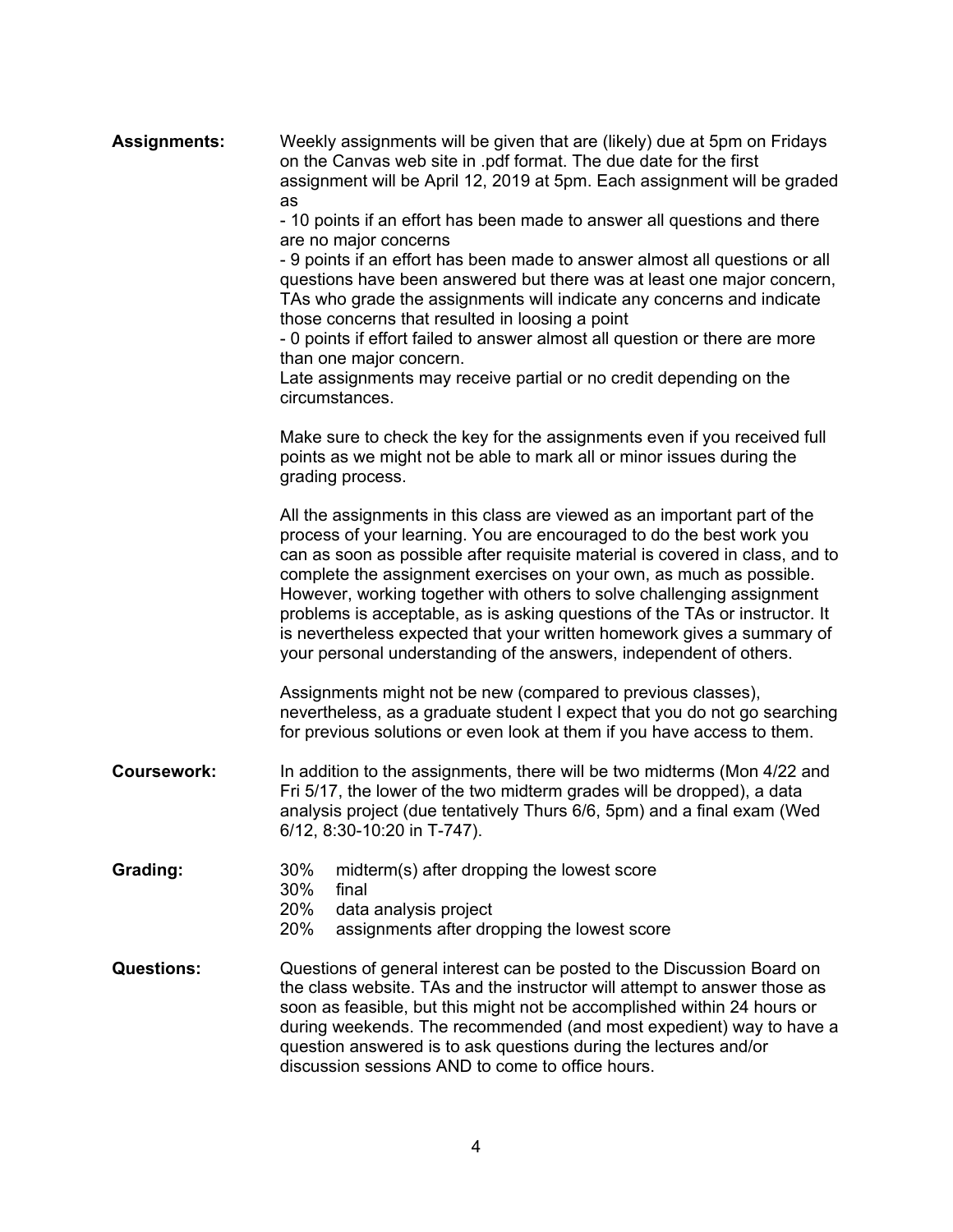**Assignments:** Weekly assignments will be given that are (likely) due at 5pm on Fridays on the Canvas web site in .pdf format. The due date for the first assignment will be April 12, 2019 at 5pm. Each assignment will be graded as

- 10 points if an effort has been made to answer all questions and there are no major concerns
- 9 points if an effort has been made to answer almost all questions or all questions have been answered but there was at least one major concern, TAs who grade the assignments will indicate any concerns and indicate those concerns that resulted in loosing a point
- 0 points if effort failed to answer almost all question or there are more than one major concern.

Late assignments may receive partial or no credit depending on the circumstances.

Make sure to check the key for the assignments even if you received full points as we might not be able to mark all or minor issues during the grading process.

All the assignments in this class are viewed as an important part of the process of your learning. You are encouraged to do the best work you can as soon as possible after requisite material is covered in class, and to complete the assignment exercises on your own, as much as possible. However, working together with others to solve challenging assignment problems is acceptable, as is asking questions of the TAs or instructor. It is nevertheless expected that your written homework gives a summary of your personal understanding of the answers, independent of others.

Assignments might not be new (compared to previous classes), nevertheless, as a graduate student I expect that you do not go searching for previous solutions or even look at them if you have access to them.

**Coursework:** In addition to the assignments, there will be two midterms (Mon 4/22 and Fri 5/17, the lower of the two midterm grades will be dropped), a data analysis project (due tentatively Thurs 6/6, 5pm) and a final exam (Wed 6/12, 8:30-10:20 in T-747).

**Grading:**

- 30% midterm(s) after dropping the lowest score
- 30% final
- 20% data analysis project
- 20% assignments after dropping the lowest score

**Questions:** Questions of general interest can be posted to the Discussion Board on the class website. TAs and the instructor will attempt to answer those as soon as feasible, but this might not be accomplished within 24 hours or during weekends. The recommended (and most expedient) way to have a question answered is to ask questions during the lectures and/or discussion sessions AND to come to office hours.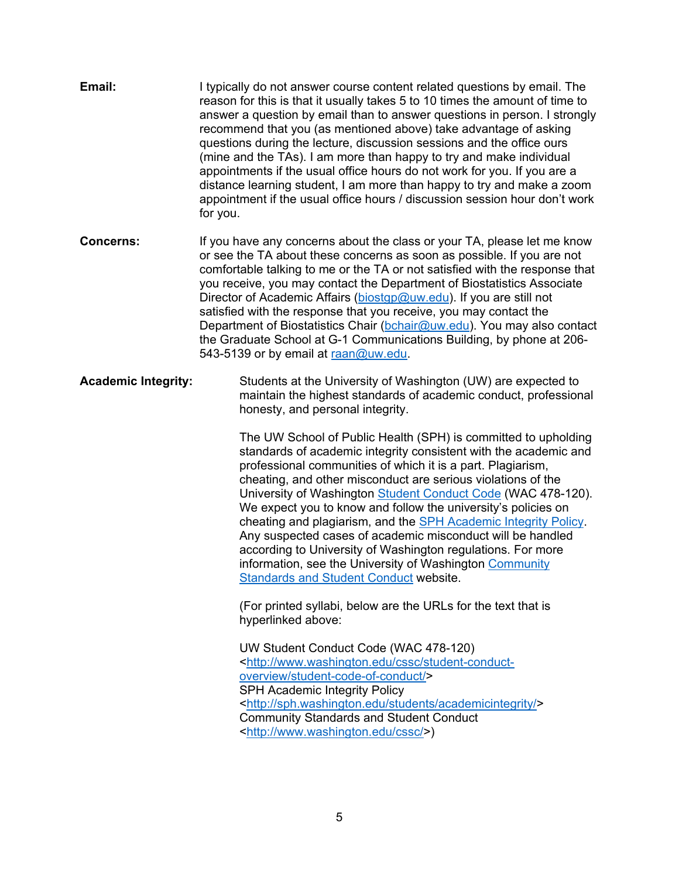**Email:** I typically do not answer course content related questions by email. The reason for this is that it usually takes 5 to 10 times the amount of time to answer a question by email than to answer questions in person. I strongly recommend that you (as mentioned above) take advantage of asking questions during the lecture, discussion sessions and the office ours (mine and the TAs). I am more than happy to try and make individual appointments if the usual office hours do not work for you. If you are a distance learning student, I am more than happy to try and make a zoom appointment if the usual office hours / discussion session hour don't work for you.

**Concerns:** If you have any concerns about the class or your TA, please let me know or see the TA about these concerns as soon as possible. If you are not comfortable talking to me or the TA or not satisfied with the response that you receive, you may contact the Department of Biostatistics Associate Director of Academic Affairs (biostgp@uw.edu). If you are still not satisfied with the response that you receive, you may contact the Department of Biostatistics Chair (bchair@uw.edu). You may also contact the Graduate School at G-1 Communications Building, by phone at 206-543-5139 or by email at raan@uw.edu.

**Academic Integrity:** Students at the University of Washington (UW) are expected to maintain the highest standards of academic conduct, professional honesty, and personal integrity.

The UW School of Public Health (SPH) is committed to upholding standards of academic integrity consistent with the academic and professional communities of which it is a part. Plagiarism, cheating, and other misconduct are serious violations of the University of Washington Student Conduct Code (WAC 478-120). We expect you to know and follow the university's policies on cheating and plagiarism, and the SPH Academic Integrity Policy. Any suspected cases of academic misconduct will be handled according to University of Washington regulations. For more information, see the University of Washington Community Standards and Student Conduct website.

(For printed syllabi, below are the URLs for the text that is hyperlinked above:

UW Student Conduct Code (WAC 478-120)
<http://www.washington.edu/cssc/student-conduct-overview/student-code-of-conduct/>
SPH Academic Integrity Policy
<http://sph.washington.edu/students/academicintegrity/>
Community Standards and Student Conduct
<http://www.washington.edu/cssc/>)